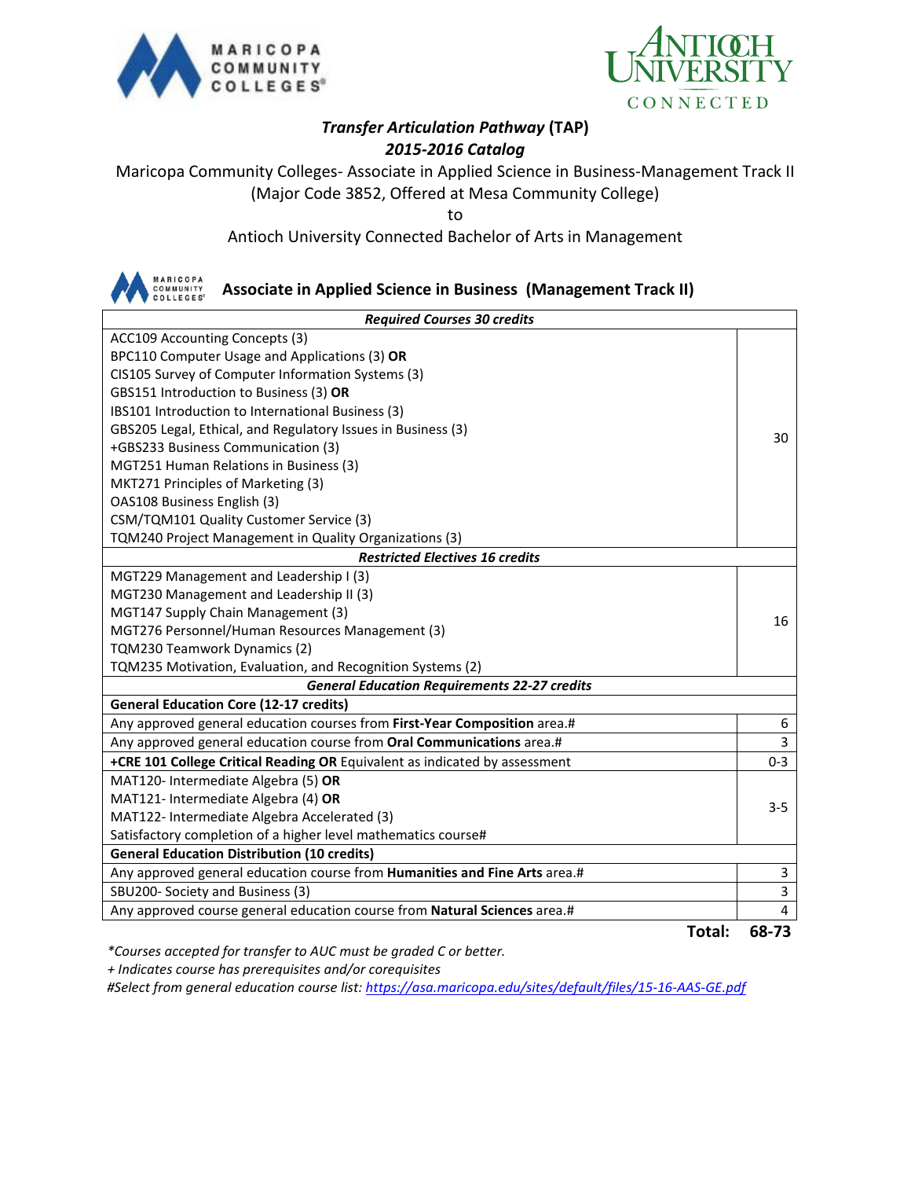## *Transfer Articulation Pathway* (TAP)

### *2015-2016 Catalog*

Maricopa Community Colleges- Associate in Applied Science in Business-Management Track II

(Major Code 3852, Offered at Mesa Community College)

to

Antioch University Connected Bachelor of Arts in Management

### Associate in Applied Science in Business (Management Track II)

| ***Required Courses 30 credits*** | |
|---|---|
| ACC109 Accounting Concepts (3)<br>BPC110 Computer Usage and Applications (3) **OR**<br>CIS105 Survey of Computer Information Systems (3)<br>GBS151 Introduction to Business (3) **OR**<br>IBS101 Introduction to International Business (3)<br>GBS205 Legal, Ethical, and Regulatory Issues in Business (3)<br>+GBS233 Business Communication (3)<br>MGT251 Human Relations in Business (3)<br>MKT271 Principles of Marketing (3)<br>OAS108 Business English (3)<br>CSM/TQM101 Quality Customer Service (3)<br>TQM240 Project Management in Quality Organizations (3) | 30 |
| ***Restricted Electives 16 credits*** | |
| MGT229 Management and Leadership I (3)<br>MGT230 Management and Leadership II (3)<br>MGT147 Supply Chain Management (3)<br>MGT276 Personnel/Human Resources Management (3)<br>TQM230 Teamwork Dynamics (2)<br>TQM235 Motivation, Evaluation, and Recognition Systems (2) | 16 |
| ***General Education Requirements 22-27 credits*** | |
| **General Education Core (12-17 credits)** | |
| Any approved general education courses from **First-Year Composition** area.# | 6 |
| Any approved general education course from **Oral Communications** area.# | 3 |
| **+CRE 101 College Critical Reading OR** Equivalent as indicated by assessment | 0-3 |
| MAT120- Intermediate Algebra (5) **OR**<br>MAT121- Intermediate Algebra (4) **OR**<br>MAT122- Intermediate Algebra Accelerated (3)<br>Satisfactory completion of a higher level mathematics course# | 3-5 |
| **General Education Distribution (10 credits)** | |
| Any approved general education course from **Humanities and Fine Arts** area.# | 3 |
| SBU200- Society and Business (3) | 3 |
| Any approved course general education course from **Natural Sciences** area.# | 4 |
| **Total:** | **68-73** |

*\*Courses accepted for transfer to AUC must be graded C or better.*

*+ Indicates course has prerequisites and/or corequisites*

*#Select from general education course list: https://asa.maricopa.edu/sites/default/files/15-16-AAS-GE.pdf*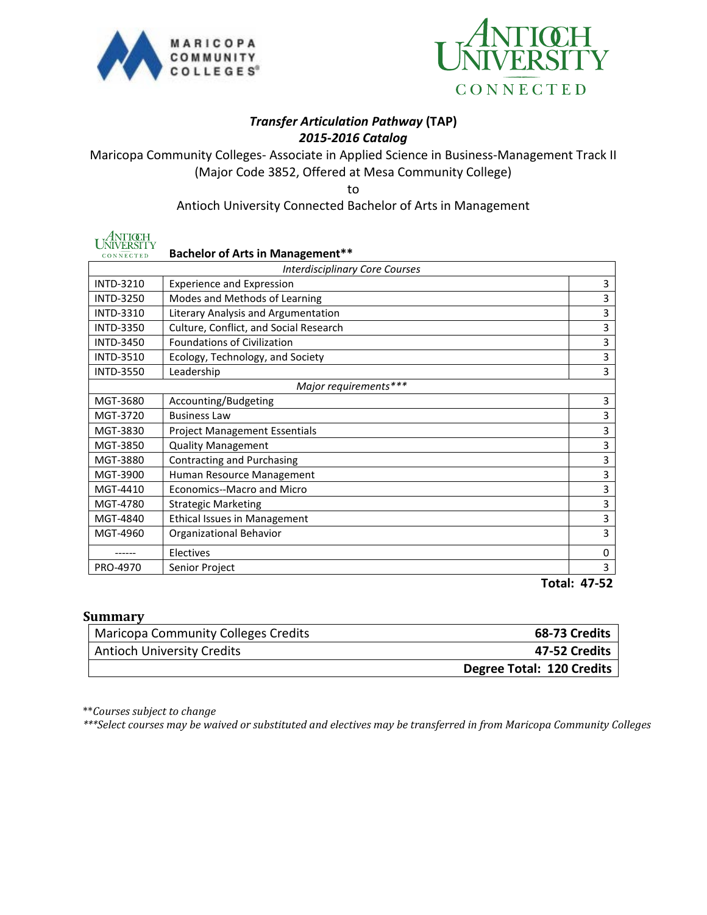MARICOPA COMMUNITY COLLEGES

ANTIOCH UNIVERSITY CONNECTED

# *Transfer Articulation Pathway* (TAP)
## *2015-2016 Catalog*

Maricopa Community Colleges- Associate in Applied Science in Business-Management Track II
(Major Code 3852, Offered at Mesa Community College)

to

Antioch University Connected Bachelor of Arts in Management

ANTIOCH UNIVERSITY CONNECTED

**Bachelor of Arts in Management****

| | | |
|---|---|---|
| *Interdisciplinary Core Courses* | | |
| INTD-3210 | Experience and Expression | 3 |
| INTD-3250 | Modes and Methods of Learning | 3 |
| INTD-3310 | Literary Analysis and Argumentation | 3 |
| INTD-3350 | Culture, Conflict, and Social Research | 3 |
| INTD-3450 | Foundations of Civilization | 3 |
| INTD-3510 | Ecology, Technology, and Society | 3 |
| INTD-3550 | Leadership | 3 |
| *Major requirements**** | | |
| MGT-3680 | Accounting/Budgeting | 3 |
| MGT-3720 | Business Law | 3 |
| MGT-3830 | Project Management Essentials | 3 |
| MGT-3850 | Quality Management | 3 |
| MGT-3880 | Contracting and Purchasing | 3 |
| MGT-3900 | Human Resource Management | 3 |
| MGT-4410 | Economics--Macro and Micro | 3 |
| MGT-4780 | Strategic Marketing | 3 |
| MGT-4840 | Ethical Issues in Management | 3 |
| MGT-4960 | Organizational Behavior | 3 |
| ------ | Electives | 0 |
| PRO-4970 | Senior Project | 3 |

**Total: 47-52**

## Summary

| | |
|---|---|
| Maricopa Community Colleges Credits | **68-73 Credits** |
| Antioch University Credits | **47-52 Credits** |
| | **Degree Total: 120 Credits** |

***Courses subject to change*

****Select courses may be waived or substituted and electives may be transferred in from Maricopa Community Colleges*